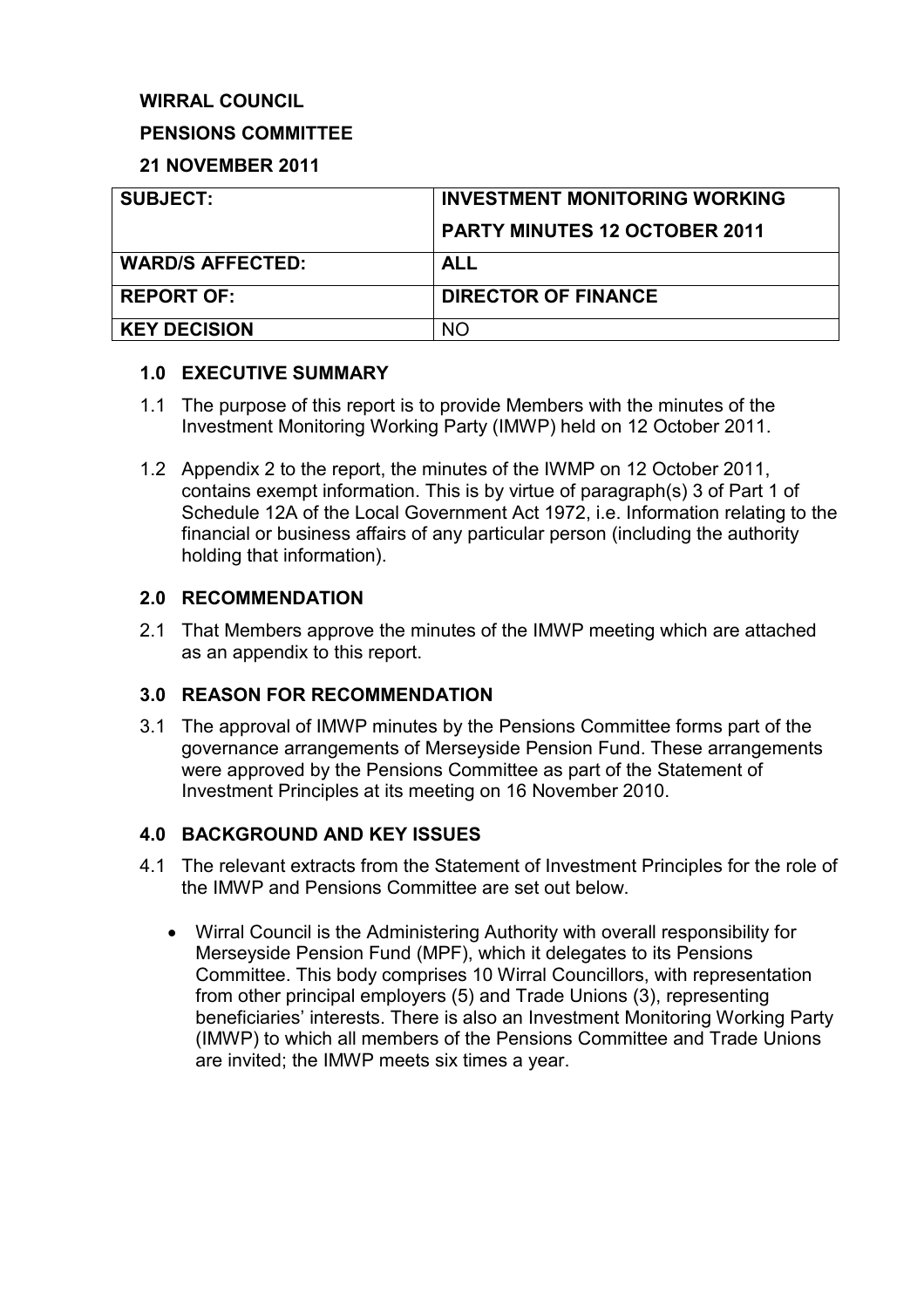**WIRRAL COUNCIL**

**PENSIONS COMMITTEE**

**21 NOVEMBER 2011**

| **SUBJECT:** | **INVESTMENT MONITORING WORKING PARTY MINUTES 12 OCTOBER 2011** |
|---|---|
| **WARD/S AFFECTED:** | **ALL** |
| **REPORT OF:** | **DIRECTOR OF FINANCE** |
| **KEY DECISION** | NO |

## 1.0 EXECUTIVE SUMMARY

1.1 The purpose of this report is to provide Members with the minutes of the Investment Monitoring Working Party (IMWP) held on 12 October 2011.

1.2 Appendix 2 to the report, the minutes of the IWMP on 12 October 2011, contains exempt information. This is by virtue of paragraph(s) 3 of Part 1 of Schedule 12A of the Local Government Act 1972, i.e. Information relating to the financial or business affairs of any particular person (including the authority holding that information).

## 2.0 RECOMMENDATION

2.1 That Members approve the minutes of the IMWP meeting which are attached as an appendix to this report.

## 3.0 REASON FOR RECOMMENDATION

3.1 The approval of IMWP minutes by the Pensions Committee forms part of the governance arrangements of Merseyside Pension Fund. These arrangements were approved by the Pensions Committee as part of the Statement of Investment Principles at its meeting on 16 November 2010.

## 4.0 BACKGROUND AND KEY ISSUES

4.1 The relevant extracts from the Statement of Investment Principles for the role of the IMWP and Pensions Committee are set out below.

- Wirral Council is the Administering Authority with overall responsibility for Merseyside Pension Fund (MPF), which it delegates to its Pensions Committee. This body comprises 10 Wirral Councillors, with representation from other principal employers (5) and Trade Unions (3), representing beneficiaries' interests. There is also an Investment Monitoring Working Party (IMWP) to which all members of the Pensions Committee and Trade Unions are invited; the IMWP meets six times a year.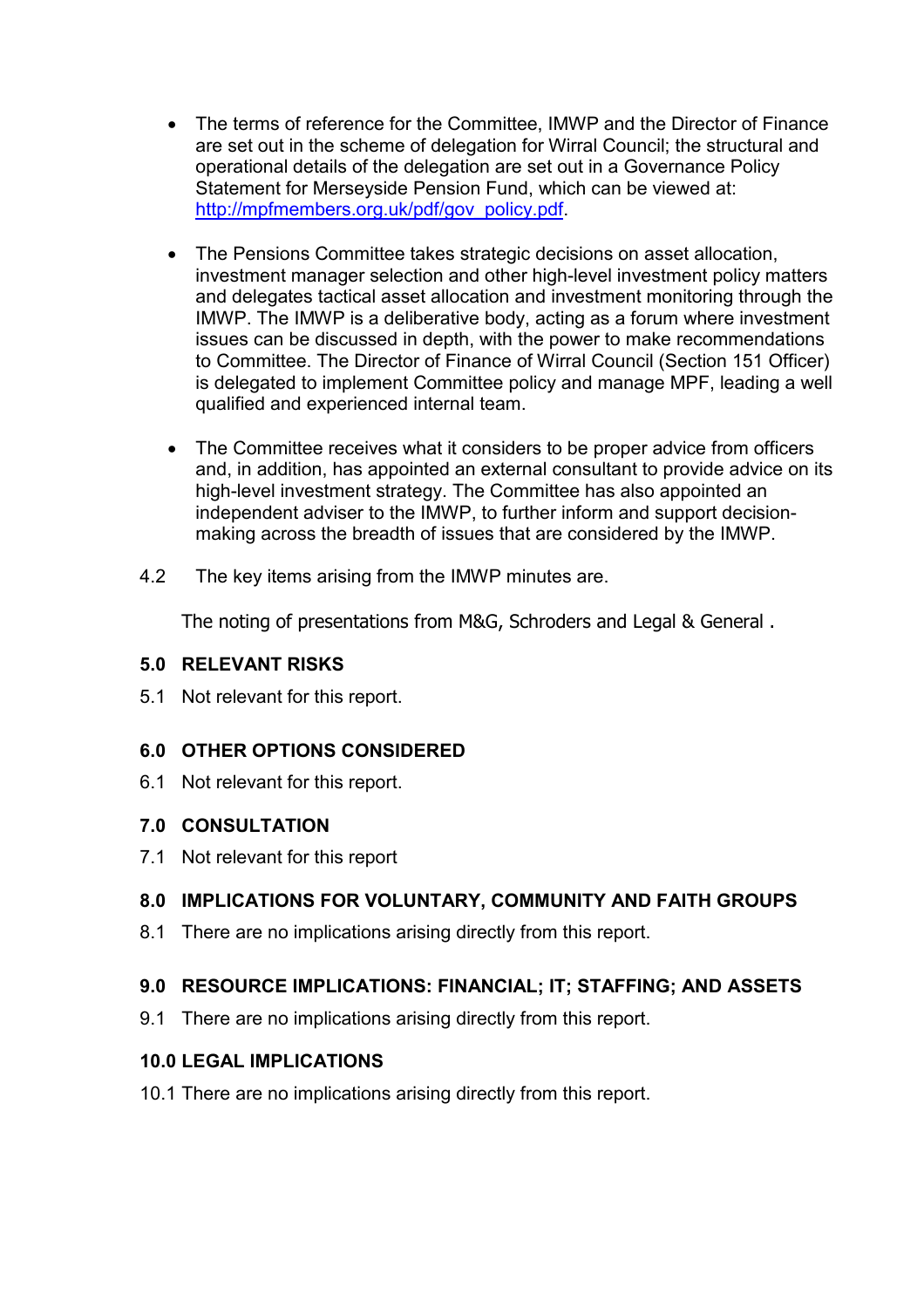- The terms of reference for the Committee, IMWP and the Director of Finance are set out in the scheme of delegation for Wirral Council; the structural and operational details of the delegation are set out in a Governance Policy Statement for Merseyside Pension Fund, which can be viewed at: http://mpfmembers.org.uk/pdf/gov_policy.pdf.

- The Pensions Committee takes strategic decisions on asset allocation, investment manager selection and other high-level investment policy matters and delegates tactical asset allocation and investment monitoring through the IMWP. The IMWP is a deliberative body, acting as a forum where investment issues can be discussed in depth, with the power to make recommendations to Committee. The Director of Finance of Wirral Council (Section 151 Officer) is delegated to implement Committee policy and manage MPF, leading a well qualified and experienced internal team.

- The Committee receives what it considers to be proper advice from officers and, in addition, has appointed an external consultant to provide advice on its high-level investment strategy. The Committee has also appointed an independent adviser to the IMWP, to further inform and support decision-making across the breadth of issues that are considered by the IMWP.

4.2 The key items arising from the IMWP minutes are.

The noting of presentations from M&G, Schroders and Legal & General .

## 5.0 RELEVANT RISKS

5.1 Not relevant for this report.

## 6.0 OTHER OPTIONS CONSIDERED

6.1 Not relevant for this report.

## 7.0 CONSULTATION

7.1 Not relevant for this report

## 8.0 IMPLICATIONS FOR VOLUNTARY, COMMUNITY AND FAITH GROUPS

8.1 There are no implications arising directly from this report.

## 9.0 RESOURCE IMPLICATIONS: FINANCIAL; IT; STAFFING; AND ASSETS

9.1 There are no implications arising directly from this report.

## 10.0 LEGAL IMPLICATIONS

10.1 There are no implications arising directly from this report.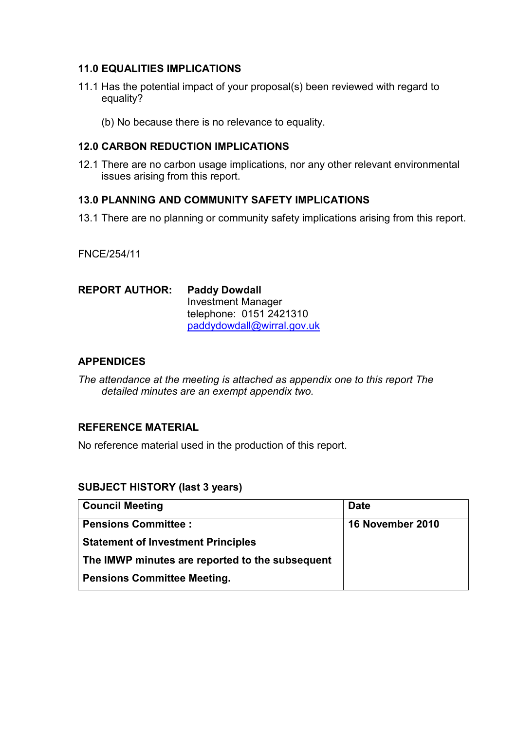## 11.0 EQUALITIES IMPLICATIONS

11.1 Has the potential impact of your proposal(s) been reviewed with regard to equality?

(b) No because there is no relevance to equality.

## 12.0 CARBON REDUCTION IMPLICATIONS

12.1 There are no carbon usage implications, nor any other relevant environmental issues arising from this report.

## 13.0 PLANNING AND COMMUNITY SAFETY IMPLICATIONS

13.1 There are no planning or community safety implications arising from this report.

FNCE/254/11

**REPORT AUTHOR:** **Paddy Dowdall**
Investment Manager
telephone: 0151 2421310
paddydowdall@wirral.gov.uk

## APPENDICES

*The attendance at the meeting is attached as appendix one to this report The detailed minutes are an exempt appendix two.*

## REFERENCE MATERIAL

No reference material used in the production of this report.

## SUBJECT HISTORY (last 3 years)

| Council Meeting | Date |
|---|---|
| **Pensions Committee :** <br> **Statement of Investment Principles** <br> **The IMWP minutes are reported to the subsequent Pensions Committee Meeting.** | **16 November 2010** |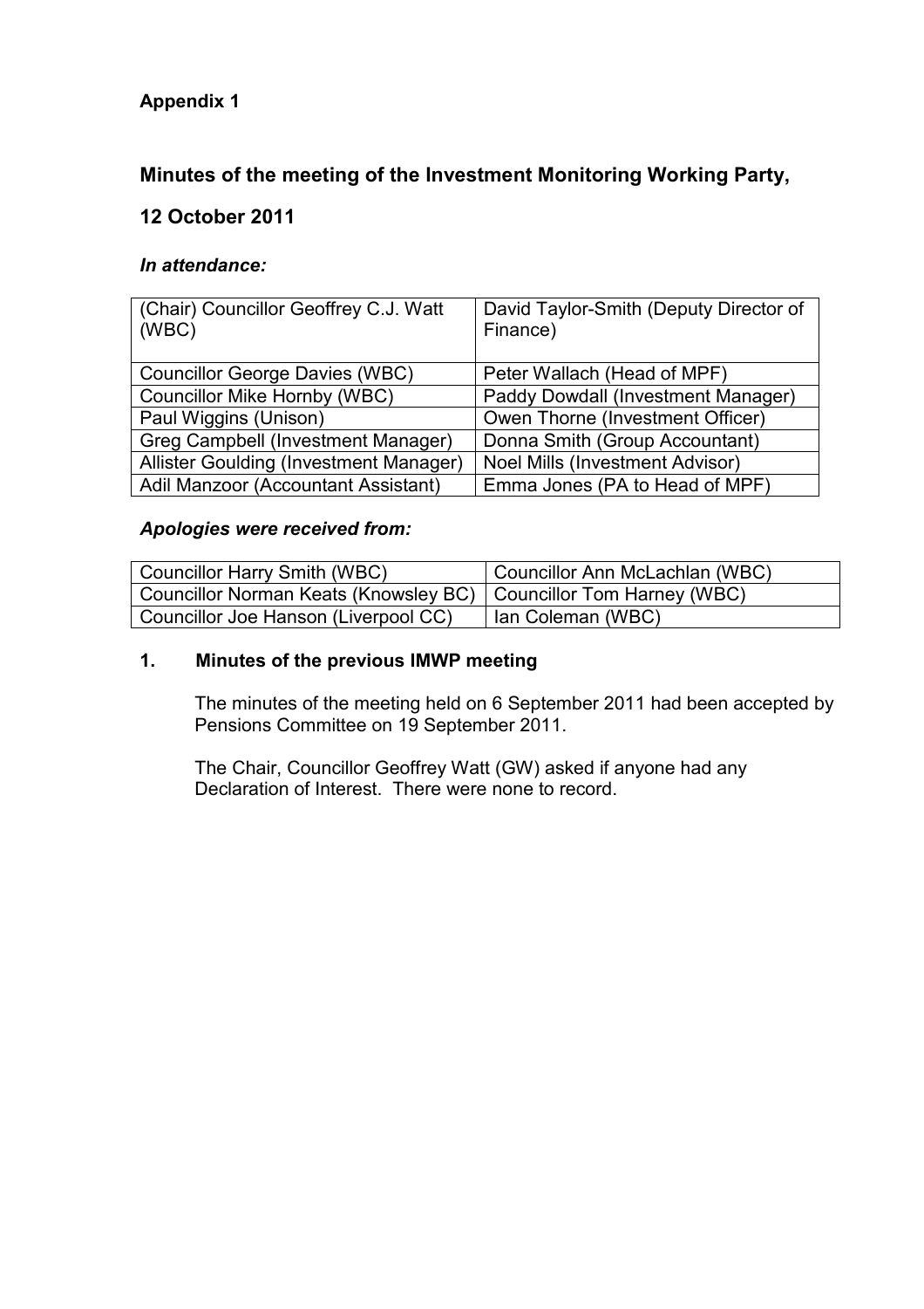**Appendix 1**

## Minutes of the meeting of the Investment Monitoring Working Party,

## 12 October 2011

***In attendance:***

| | |
|---|---|
| (Chair) Councillor Geoffrey C.J. Watt (WBC) | David Taylor-Smith (Deputy Director of Finance) |
| Councillor George Davies (WBC) | Peter Wallach (Head of MPF) |
| Councillor Mike Hornby (WBC) | Paddy Dowdall (Investment Manager) |
| Paul Wiggins (Unison) | Owen Thorne (Investment Officer) |
| Greg Campbell (Investment Manager) | Donna Smith (Group Accountant) |
| Allister Goulding (Investment Manager) | Noel Mills (Investment Advisor) |
| Adil Manzoor (Accountant Assistant) | Emma Jones (PA to Head of MPF) |

***Apologies were received from:***

| | |
|---|---|
| Councillor Harry Smith (WBC) | Councillor Ann McLachlan (WBC) |
| Councillor Norman Keats (Knowsley BC) | Councillor Tom Harney (WBC) |
| Councillor Joe Hanson (Liverpool CC) | Ian Coleman (WBC) |

**1. Minutes of the previous IMWP meeting**

The minutes of the meeting held on 6 September 2011 had been accepted by Pensions Committee on 19 September 2011.

The Chair, Councillor Geoffrey Watt (GW) asked if anyone had any Declaration of Interest. There were none to record.